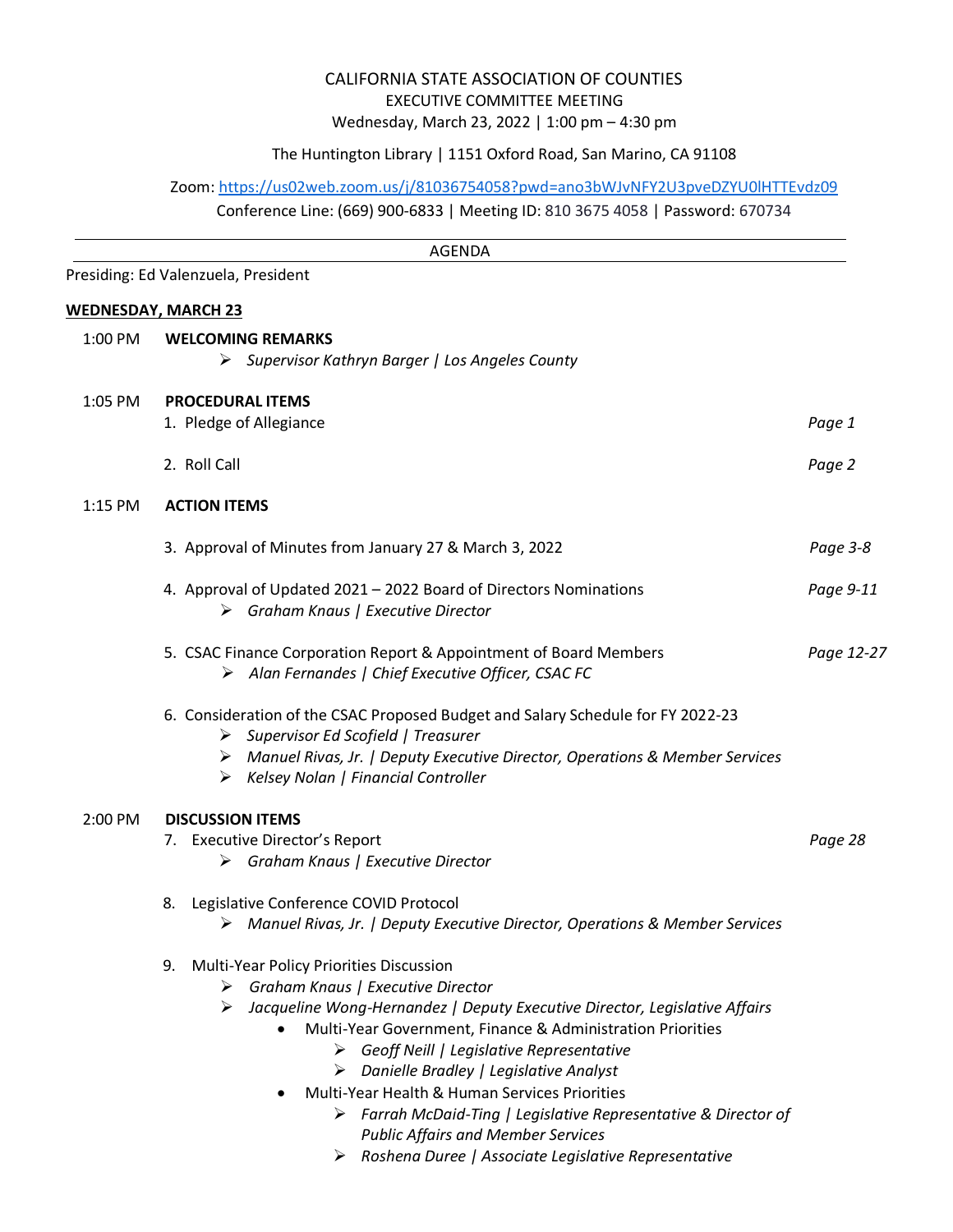CALIFORNIA STATE ASSOCIATION OF COUNTIES
EXECUTIVE COMMITTEE MEETING
Wednesday, March 23, 2022 | 1:00 pm – 4:30 pm

The Huntington Library | 1151 Oxford Road, San Marino, CA 91108

Zoom: https://us02web.zoom.us/j/81036754058?pwd=ano3bWJvNFY2U3pveDZYU0lHTTEvdz09
Conference Line: (669) 900-6833 | Meeting ID: 810 3675 4058 | Password: 670734

---

AGENDA

---

Presiding: Ed Valenzuela, President

**WEDNESDAY, MARCH 23**

1:00 PM **WELCOMING REMARKS**

- ➢ *Supervisor Kathryn Barger | Los Angeles County*

1:05 PM **PROCEDURAL ITEMS**

1. Pledge of Allegiance — *Page 1*
2. Roll Call — *Page 2*

1:15 PM **ACTION ITEMS**

3. Approval of Minutes from January 27 & March 3, 2022 — *Page 3-8*
4. Approval of Updated 2021 – 2022 Board of Directors Nominations — *Page 9-11*
   - ➢ *Graham Knaus | Executive Director*
5. CSAC Finance Corporation Report & Appointment of Board Members — *Page 12-27*
   - ➢ *Alan Fernandes | Chief Executive Officer, CSAC FC*
6. Consideration of the CSAC Proposed Budget and Salary Schedule for FY 2022-23
   - ➢ *Supervisor Ed Scofield | Treasurer*
   - ➢ *Manuel Rivas, Jr. | Deputy Executive Director, Operations & Member Services*
   - ➢ *Kelsey Nolan | Financial Controller*

2:00 PM **DISCUSSION ITEMS**

7. Executive Director's Report — *Page 28*
   - ➢ *Graham Knaus | Executive Director*
8. Legislative Conference COVID Protocol
   - ➢ *Manuel Rivas, Jr. | Deputy Executive Director, Operations & Member Services*
9. Multi-Year Policy Priorities Discussion
   - ➢ *Graham Knaus | Executive Director*
   - ➢ *Jacqueline Wong-Hernandez | Deputy Executive Director, Legislative Affairs*
     - Multi-Year Government, Finance & Administration Priorities
       - ➢ *Geoff Neill | Legislative Representative*
       - ➢ *Danielle Bradley | Legislative Analyst*
     - Multi-Year Health & Human Services Priorities
       - ➢ *Farrah McDaid-Ting | Legislative Representative & Director of Public Affairs and Member Services*
       - ➢ *Roshena Duree | Associate Legislative Representative*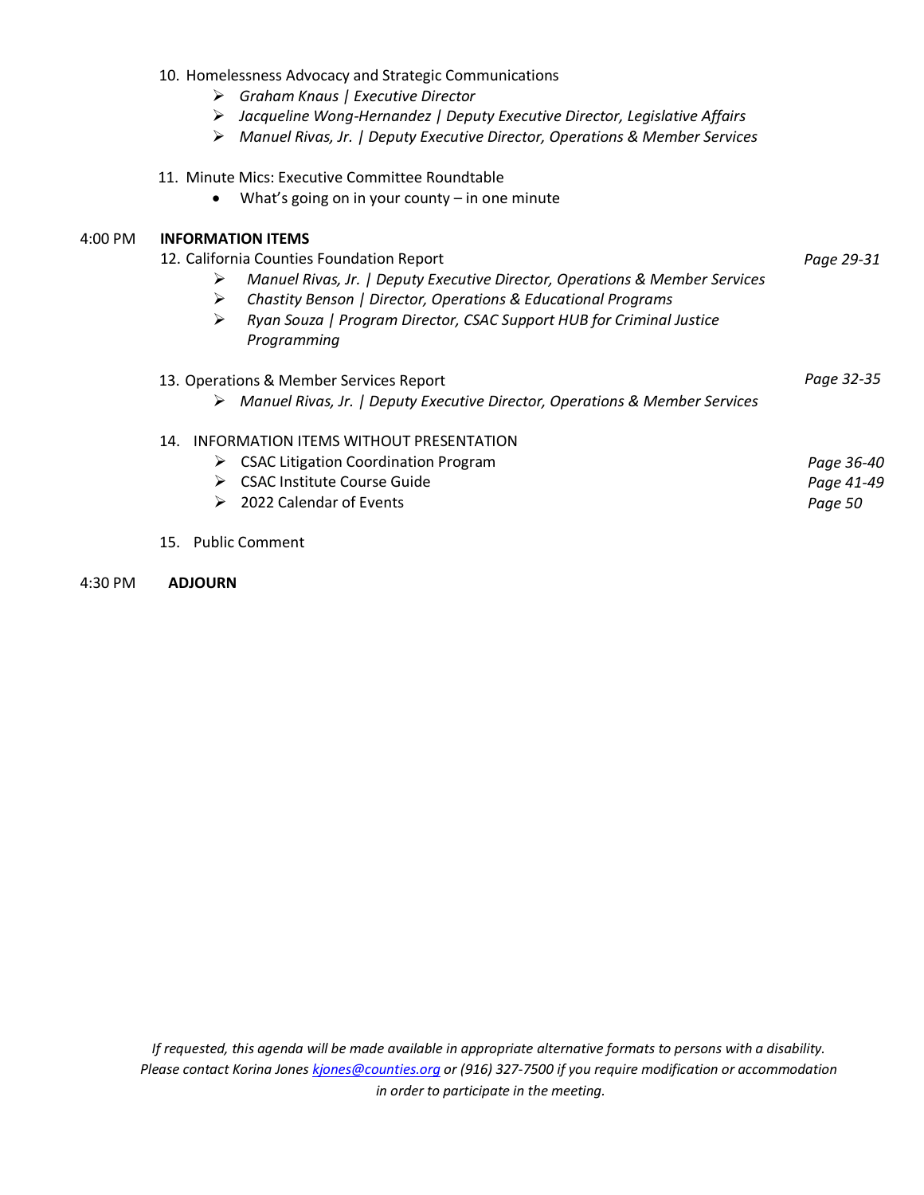10. Homelessness Advocacy and Strategic Communications
    - *Graham Knaus | Executive Director*
    - *Jacqueline Wong-Hernandez | Deputy Executive Director, Legislative Affairs*
    - *Manuel Rivas, Jr. | Deputy Executive Director, Operations & Member Services*

11. Minute Mics: Executive Committee Roundtable
    - What's going on in your county – in one minute

4:00 PM **INFORMATION ITEMS**

12. California Counties Foundation Report *Page 29-31*
    - *Manuel Rivas, Jr. | Deputy Executive Director, Operations & Member Services*
    - *Chastity Benson | Director, Operations & Educational Programs*
    - *Ryan Souza | Program Director, CSAC Support HUB for Criminal Justice Programming*

13. Operations & Member Services Report *Page 32-35*
    - *Manuel Rivas, Jr. | Deputy Executive Director, Operations & Member Services*

14. INFORMATION ITEMS WITHOUT PRESENTATION
    - CSAC Litigation Coordination Program *Page 36-40*
    - CSAC Institute Course Guide *Page 41-49*
    - 2022 Calendar of Events *Page 50*

15. Public Comment

4:30 PM **ADJOURN**

*If requested, this agenda will be made available in appropriate alternative formats to persons with a disability. Please contact Korina Jones [kjones@counties.org](mailto:kjones@counties.org) or (916) 327-7500 if you require modification or accommodation in order to participate in the meeting.*